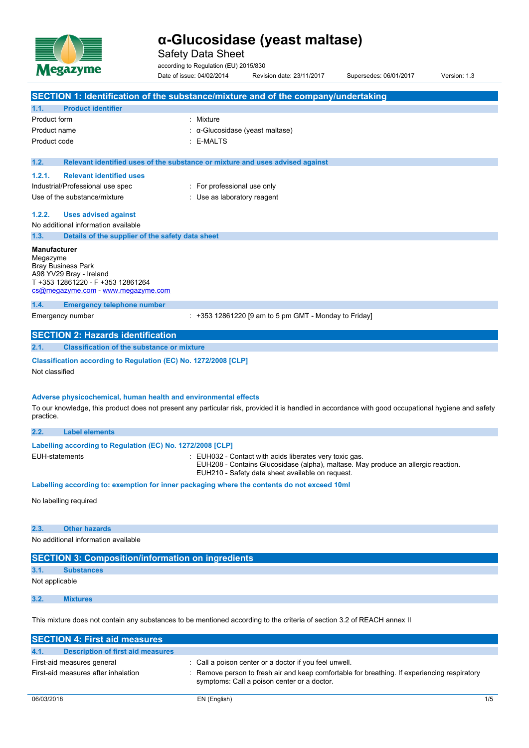# α-Glucosidase (yeast maltase)

Safety Data Sheet

according to Regulation (EU) 2015/830

Date of issue: 04/02/2014 Revision date: 23/11/2017 Supersedes: 06/01/2017 Version: 1.3

## SECTION 1: Identification of the substance/mixture and of the company/undertaking

### 1.1. Product identifier

| | |
|---|---|
| Product form | : Mixture |
| Product name | : α-Glucosidase (yeast maltase) |
| Product code | : E-MALTS |

### 1.2. Relevant identified uses of the substance or mixture and uses advised against

#### 1.2.1. Relevant identified uses

| | |
|---|---|
| Industrial/Professional use spec | : For professional use only |
| Use of the substance/mixture | : Use as laboratory reagent |

#### 1.2.2. Uses advised against

No additional information available

### 1.3. Details of the supplier of the safety data sheet

**Manufacturer**
Megazyme
Bray Business Park
A98 YV29 Bray - Ireland
T +353 12861220 - F +353 12861264
cs@megazyme.com - www.megazyme.com

### 1.4. Emergency telephone number

| | |
|---|---|
| Emergency number | : +353 12861220 [9 am to 5 pm GMT - Monday to Friday] |

## SECTION 2: Hazards identification

### 2.1. Classification of the substance or mixture

**Classification according to Regulation (EC) No. 1272/2008 [CLP]**

Not classified

**Adverse physicochemical, human health and environmental effects**

To our knowledge, this product does not present any particular risk, provided it is handled in accordance with good occupational hygiene and safety practice.

### 2.2. Label elements

**Labelling according to Regulation (EC) No. 1272/2008 [CLP]**

EUH-statements : EUH032 - Contact with acids liberates very toxic gas.
EUH208 - Contains Glucosidase (alpha), maltase. May produce an allergic reaction.
EUH210 - Safety data sheet available on request.

**Labelling according to: exemption for inner packaging where the contents do not exceed 10ml**

No labelling required

### 2.3. Other hazards

No additional information available

## SECTION 3: Composition/information on ingredients

### 3.1. Substances

Not applicable

### 3.2. Mixtures

This mixture does not contain any substances to be mentioned according to the criteria of section 3.2 of REACH annex II

## SECTION 4: First aid measures

### 4.1. Description of first aid measures

| | |
|---|---|
| First-aid measures general | : Call a poison center or a doctor if you feel unwell. |
| First-aid measures after inhalation | : Remove person to fresh air and keep comfortable for breathing. If experiencing respiratory symptoms: Call a poison center or a doctor. |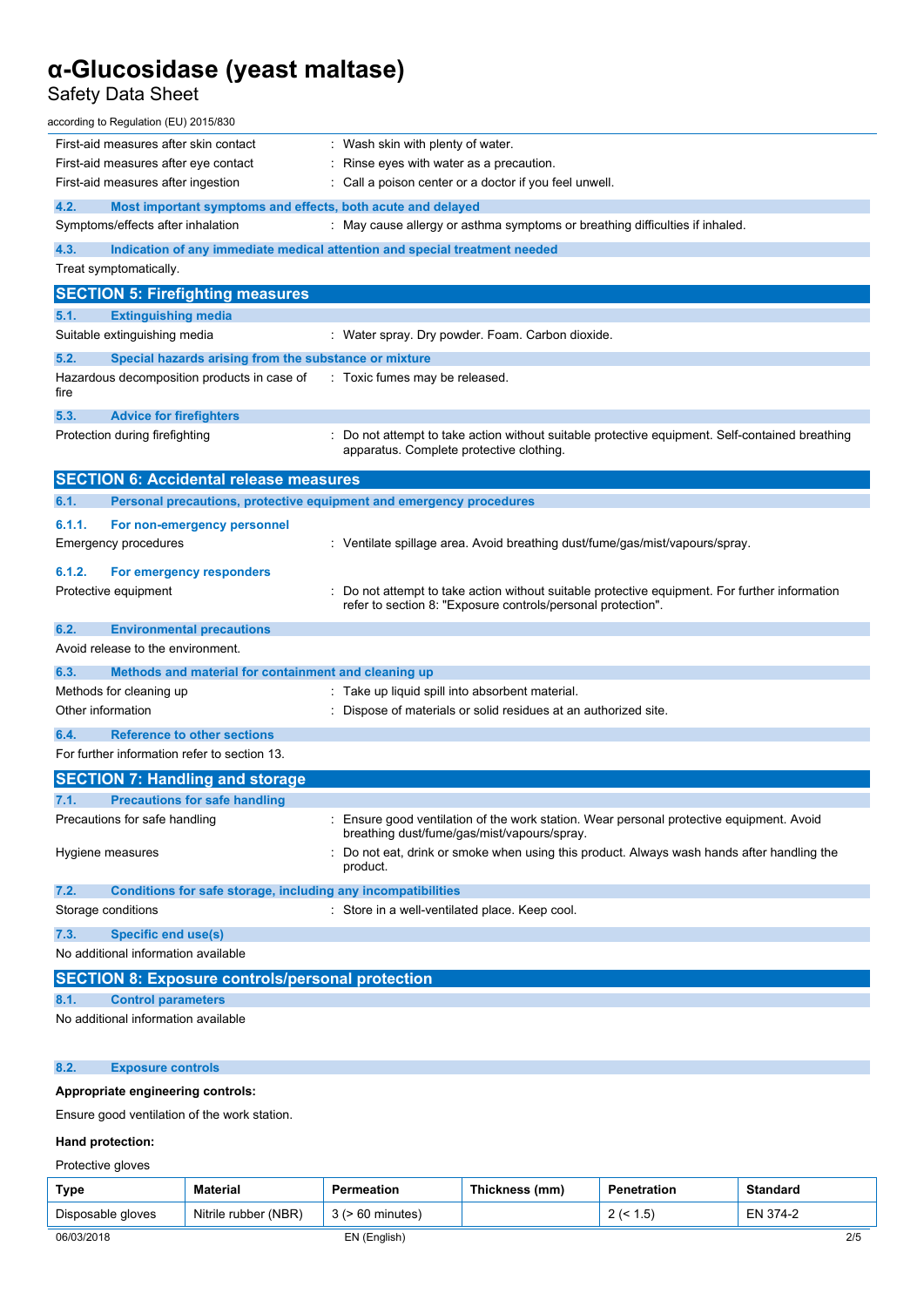First-aid measures after skin contact : Wash skin with plenty of water.

First-aid measures after eye contact : Rinse eyes with water as a precaution.

First-aid measures after ingestion : Call a poison center or a doctor if you feel unwell.

### 4.2. Most important symptoms and effects, both acute and delayed

Symptoms/effects after inhalation : May cause allergy or asthma symptoms or breathing difficulties if inhaled.

### 4.3. Indication of any immediate medical attention and special treatment needed

Treat symptomatically.

## SECTION 5: Firefighting measures

### 5.1. Extinguishing media

Suitable extinguishing media : Water spray. Dry powder. Foam. Carbon dioxide.

### 5.2. Special hazards arising from the substance or mixture

Hazardous decomposition products in case of fire : Toxic fumes may be released.

### 5.3. Advice for firefighters

Protection during firefighting : Do not attempt to take action without suitable protective equipment. Self-contained breathing apparatus. Complete protective clothing.

## SECTION 6: Accidental release measures

### 6.1. Personal precautions, protective equipment and emergency procedures

#### 6.1.1. For non-emergency personnel

Emergency procedures : Ventilate spillage area. Avoid breathing dust/fume/gas/mist/vapours/spray.

#### 6.1.2. For emergency responders

Protective equipment : Do not attempt to take action without suitable protective equipment. For further information refer to section 8: "Exposure controls/personal protection".

### 6.2. Environmental precautions

Avoid release to the environment.

### 6.3. Methods and material for containment and cleaning up

Methods for cleaning up : Take up liquid spill into absorbent material.

Other information : Dispose of materials or solid residues at an authorized site.

### 6.4. Reference to other sections

For further information refer to section 13.

## SECTION 7: Handling and storage

### 7.1. Precautions for safe handling

Precautions for safe handling : Ensure good ventilation of the work station. Wear personal protective equipment. Avoid breathing dust/fume/gas/mist/vapours/spray.

Hygiene measures : Do not eat, drink or smoke when using this product. Always wash hands after handling the product.

### 7.2. Conditions for safe storage, including any incompatibilities

Storage conditions : Store in a well-ventilated place. Keep cool.

### 7.3. Specific end use(s)

No additional information available

## SECTION 8: Exposure controls/personal protection

### 8.1. Control parameters

No additional information available

### 8.2. Exposure controls

**Appropriate engineering controls:**

Ensure good ventilation of the work station.

**Hand protection:**

Protective gloves

| Type | Material | Permeation | Thickness (mm) | Penetration | Standard |
|---|---|---|---|---|---|
| Disposable gloves | Nitrile rubber (NBR) | 3 (> 60 minutes) | | 2 (< 1.5) | EN 374-2 |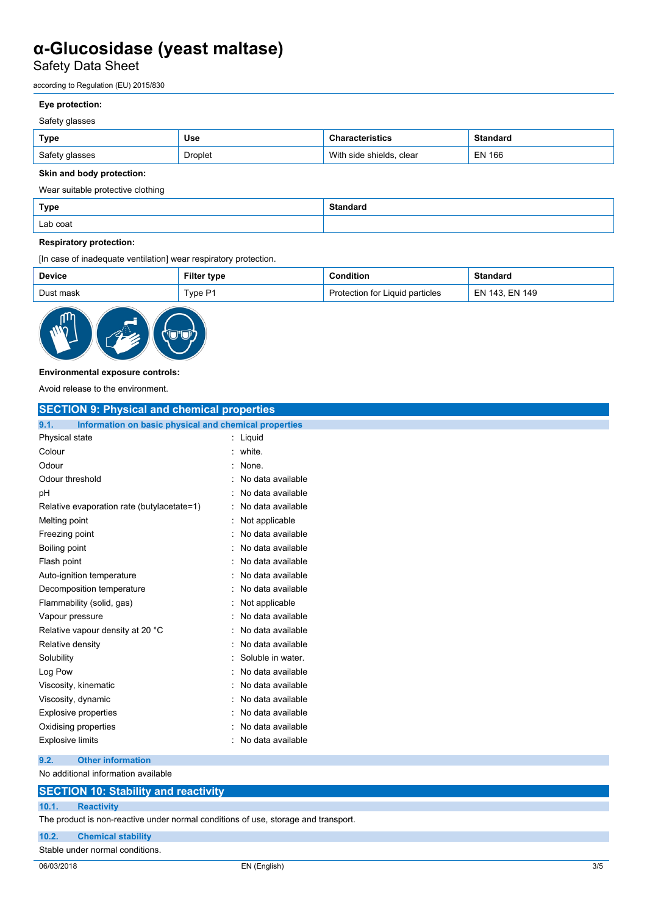**Eye protection:**

Safety glasses

| Type | Use | Characteristics | Standard |
|---|---|---|---|
| Safety glasses | Droplet | With side shields, clear | EN 166 |

**Skin and body protection:**

Wear suitable protective clothing

| Type | Standard |
|---|---|
| Lab coat | |

**Respiratory protection:**

[In case of inadequate ventilation] wear respiratory protection.

| Device | Filter type | Condition | Standard |
|---|---|---|---|
| Dust mask | Type P1 | Protection for Liquid particles | EN 143, EN 149 |

**Environmental exposure controls:**

Avoid release to the environment.

## SECTION 9: Physical and chemical properties

### 9.1. Information on basic physical and chemical properties

| | |
|---|---|
| Physical state | : Liquid |
| Colour | : white. |
| Odour | : None. |
| Odour threshold | : No data available |
| pH | : No data available |
| Relative evaporation rate (butylacetate=1) | : No data available |
| Melting point | : Not applicable |
| Freezing point | : No data available |
| Boiling point | : No data available |
| Flash point | : No data available |
| Auto-ignition temperature | : No data available |
| Decomposition temperature | : No data available |
| Flammability (solid, gas) | : Not applicable |
| Vapour pressure | : No data available |
| Relative vapour density at 20 °C | : No data available |
| Relative density | : No data available |
| Solubility | : Soluble in water. |
| Log Pow | : No data available |
| Viscosity, kinematic | : No data available |
| Viscosity, dynamic | : No data available |
| Explosive properties | : No data available |
| Oxidising properties | : No data available |
| Explosive limits | : No data available |

### 9.2. Other information

No additional information available

## SECTION 10: Stability and reactivity

### 10.1. Reactivity

The product is non-reactive under normal conditions of use, storage and transport.

### 10.2. Chemical stability

Stable under normal conditions.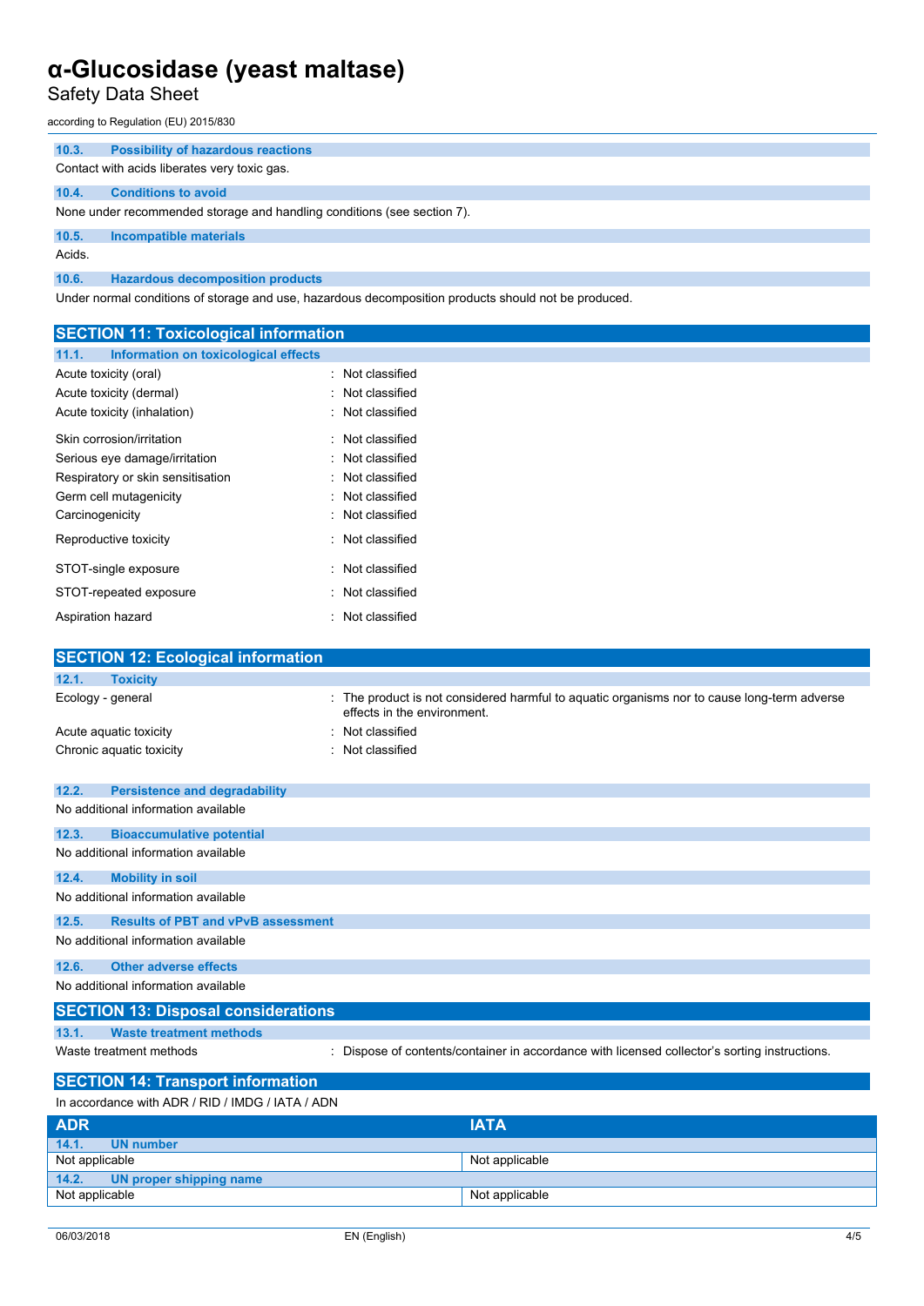#### 10.3. Possibility of hazardous reactions

Contact with acids liberates very toxic gas.

#### 10.4. Conditions to avoid

None under recommended storage and handling conditions (see section 7).

#### 10.5. Incompatible materials

Acids.

#### 10.6. Hazardous decomposition products

Under normal conditions of storage and use, hazardous decomposition products should not be produced.

## SECTION 11: Toxicological information

#### 11.1. Information on toxicological effects

| | |
|---|---|
| Acute toxicity (oral) | : Not classified |
| Acute toxicity (dermal) | : Not classified |
| Acute toxicity (inhalation) | : Not classified |
| Skin corrosion/irritation | : Not classified |
| Serious eye damage/irritation | : Not classified |
| Respiratory or skin sensitisation | : Not classified |
| Germ cell mutagenicity | : Not classified |
| Carcinogenicity | : Not classified |
| Reproductive toxicity | : Not classified |
| STOT-single exposure | : Not classified |
| STOT-repeated exposure | : Not classified |
| Aspiration hazard | : Not classified |

## SECTION 12: Ecological information

#### 12.1. Toxicity

| | |
|---|---|
| Ecology - general | : The product is not considered harmful to aquatic organisms nor to cause long-term adverse effects in the environment. |
| Acute aquatic toxicity | : Not classified |
| Chronic aquatic toxicity | : Not classified |

#### 12.2. Persistence and degradability

No additional information available

#### 12.3. Bioaccumulative potential

No additional information available

#### 12.4. Mobility in soil

No additional information available

#### 12.5. Results of PBT and vPvB assessment

No additional information available

#### 12.6. Other adverse effects

No additional information available

## SECTION 13: Disposal considerations

#### 13.1. Waste treatment methods

| | |
|---|---|
| Waste treatment methods | : Dispose of contents/container in accordance with licensed collector's sorting instructions. |

## SECTION 14: Transport information

In accordance with ADR / RID / IMDG / IATA / ADN

| ADR | IATA |
|---|---|
| **14.1. UN number** | |
| Not applicable | Not applicable |
| **14.2. UN proper shipping name** | |
| Not applicable | Not applicable |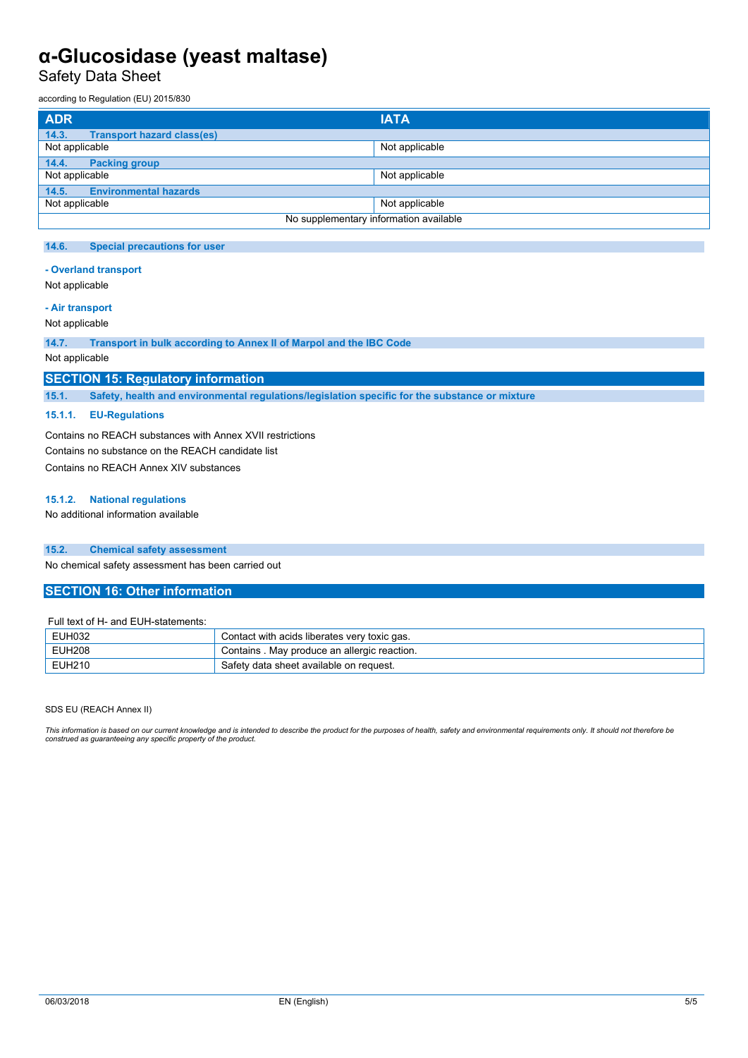| ADR | IATA |
|---|---|
| **14.3. Transport hazard class(es)** | |
| Not applicable | Not applicable |
| **14.4. Packing group** | |
| Not applicable | Not applicable |
| **14.5. Environmental hazards** | |
| Not applicable | Not applicable |
| No supplementary information available | |

### 14.6. Special precautions for user

**- Overland transport**

Not applicable

**- Air transport**

Not applicable

### 14.7. Transport in bulk according to Annex II of Marpol and the IBC Code

Not applicable

## SECTION 15: Regulatory information

### 15.1. Safety, health and environmental regulations/legislation specific for the substance or mixture

#### 15.1.1. EU-Regulations

Contains no REACH substances with Annex XVII restrictions

Contains no substance on the REACH candidate list

Contains no REACH Annex XIV substances

#### 15.1.2. National regulations

No additional information available

### 15.2. Chemical safety assessment

No chemical safety assessment has been carried out

## SECTION 16: Other information

Full text of H- and EUH-statements:

| | |
|---|---|
| EUH032 | Contact with acids liberates very toxic gas. |
| EUH208 | Contains . May produce an allergic reaction. |
| EUH210 | Safety data sheet available on request. |

SDS EU (REACH Annex II)

*This information is based on our current knowledge and is intended to describe the product for the purposes of health, safety and environmental requirements only. It should not therefore be construed as guaranteeing any specific property of the product.*